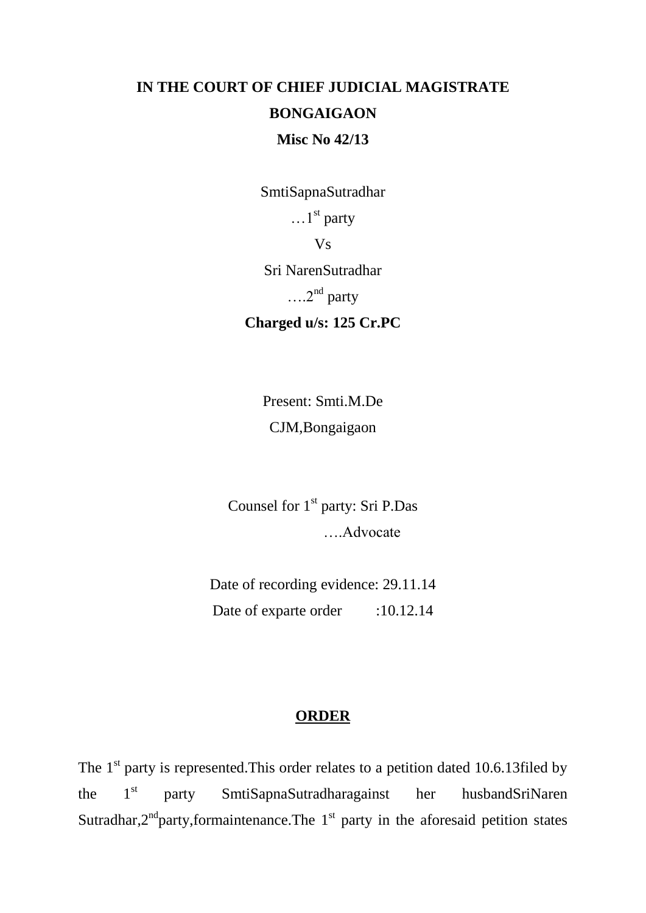**IN THE COURT OF CHIEF JUDICIAL MAGISTRATE**

**BONGAIGAON**

**Misc No 42/13**

SmtiSapnaSutradhar

…1st party

Vs

Sri NarenSutradhar

….2nd party

**Charged u/s: 125 Cr.PC**

Present: Smti.M.De

CJM,Bongaigaon

Counsel for 1st party: Sri P.Das

….Advocate

Date of recording evidence: 29.11.14

Date of exparte order :10.12.14

## ORDER

The 1st party is represented.This order relates to a petition dated 10.6.13filed by the 1st party SmtiSapnaSutradharagainst her husbandSriNaren Sutradhar,2ndparty,formaintenance.The 1st party in the aforesaid petition states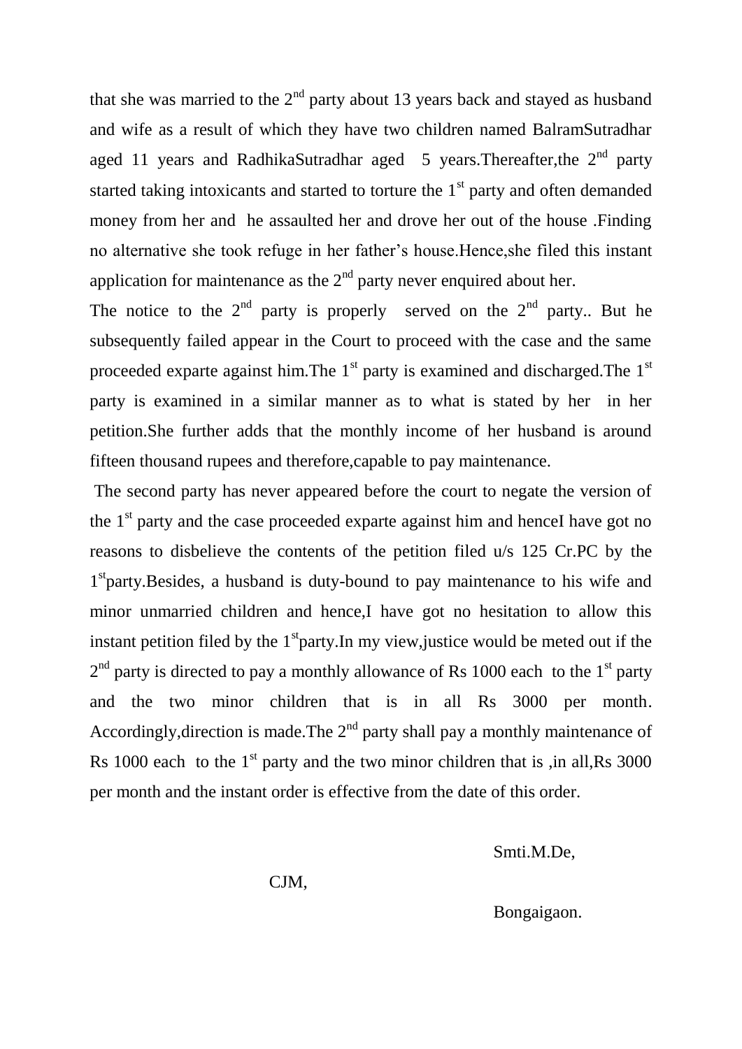that she was married to the 2nd party about 13 years back and stayed as husband and wife as a result of which they have two children named BalramSutradhar aged 11 years and RadhikaSutradhar aged 5 years.Thereafter,the 2nd party started taking intoxicants and started to torture the 1st party and often demanded money from her and he assaulted her and drove her out of the house .Finding no alternative she took refuge in her father's house.Hence,she filed this instant application for maintenance as the 2nd party never enquired about her.

The notice to the 2nd party is properly served on the 2nd party.. But he subsequently failed appear in the Court to proceed with the case and the same proceeded exparte against him.The 1st party is examined and discharged.The 1st party is examined in a similar manner as to what is stated by her in her petition.She further adds that the monthly income of her husband is around fifteen thousand rupees and therefore,capable to pay maintenance.

The second party has never appeared before the court to negate the version of the 1st party and the case proceeded exparte against him and henceI have got no reasons to disbelieve the contents of the petition filed u/s 125 Cr.PC by the 1stparty.Besides, a husband is duty-bound to pay maintenance to his wife and minor unmarried children and hence,I have got no hesitation to allow this instant petition filed by the 1stparty.In my view,justice would be meted out if the 2nd party is directed to pay a monthly allowance of Rs 1000 each to the 1st party and the two minor children that is in all Rs 3000 per month. Accordingly,direction is made.The 2nd party shall pay a monthly maintenance of Rs 1000 each to the 1st party and the two minor children that is ,in all,Rs 3000 per month and the instant order is effective from the date of this order.

Smti.M.De,

CJM,

Bongaigaon.